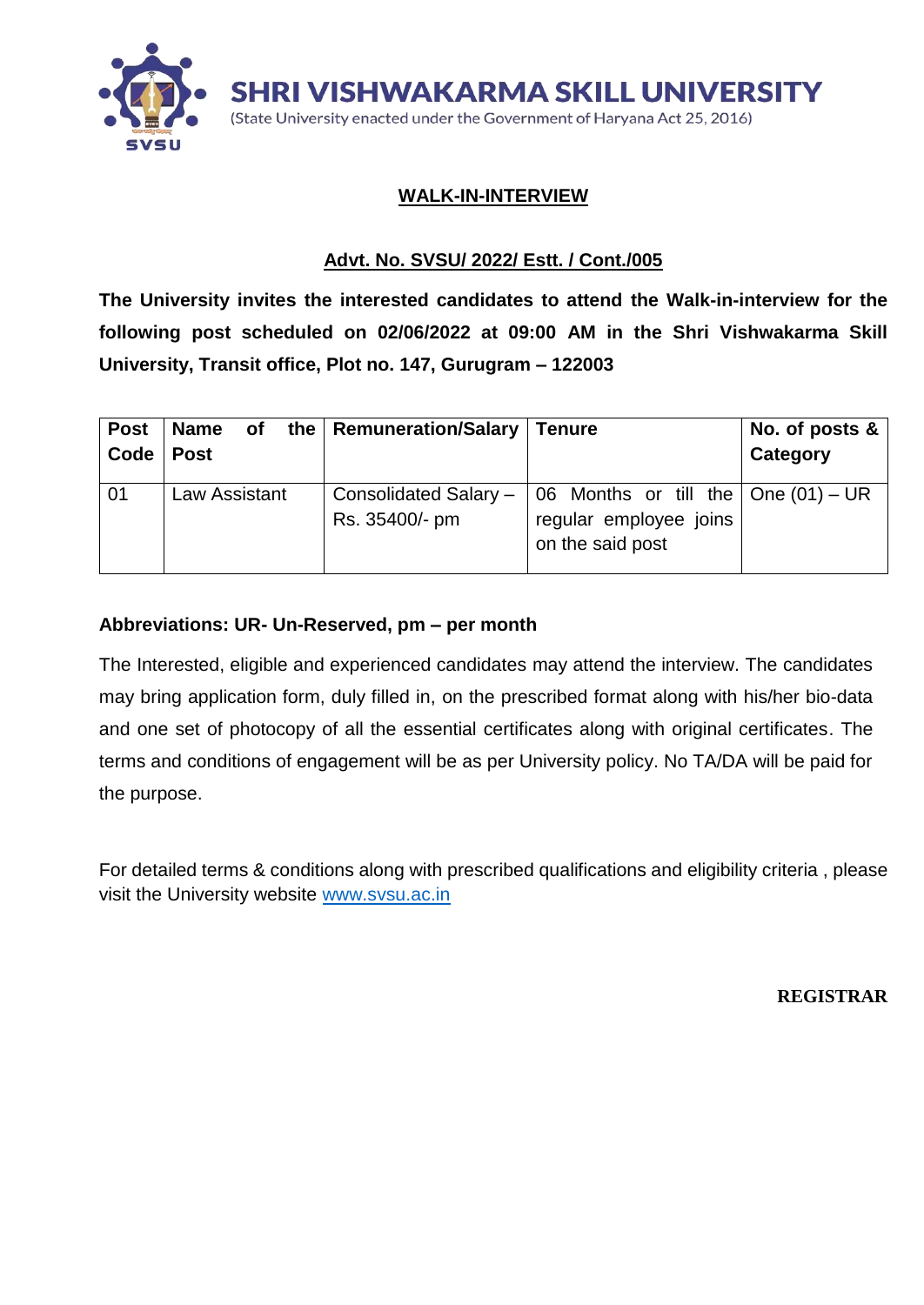# SHRI VISHWAKARMA SKILL UNIVERSITY

(State University enacted under the Government of Haryana Act 25, 2016)

## WALK-IN-INTERVIEW

### Advt. No. SVSU/ 2022/ Estt. / Cont./005

**The University invites the interested candidates to attend the Walk-in-interview for the following post scheduled on 02/06/2022 at 09:00 AM in the Shri Vishwakarma Skill University, Transit office, Plot no. 147, Gurugram – 122003**

| Post Code | Name of the Post | Remuneration/Salary | Tenure | No. of posts & Category |
|---|---|---|---|---|
| 01 | Law Assistant | Consolidated Salary – Rs. 35400/- pm | 06 Months or till the regular employee joins on the said post | One (01) – UR |

**Abbreviations: UR- Un-Reserved, pm – per month**

The Interested, eligible and experienced candidates may attend the interview. The candidates may bring application form, duly filled in, on the prescribed format along with his/her bio-data and one set of photocopy of all the essential certificates along with original certificates. The terms and conditions of engagement will be as per University policy. No TA/DA will be paid for the purpose.

For detailed terms & conditions along with prescribed qualifications and eligibility criteria , please visit the University website www.svsu.ac.in

**REGISTRAR**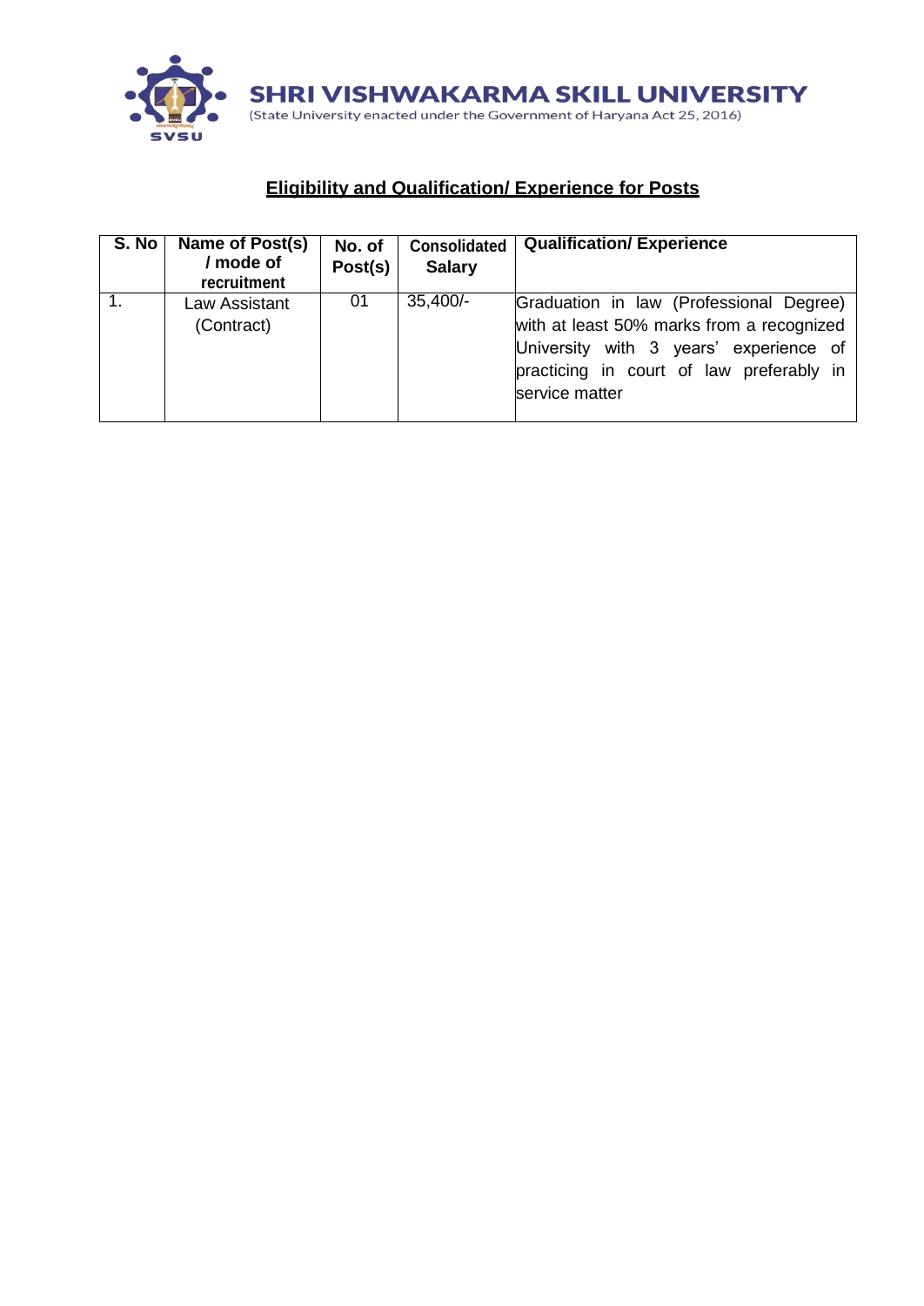**SHRI VISHWAKARMA SKILL UNIVERSITY**
(State University enacted under the Government of Haryana Act 25, 2016)

## Eligibility and Qualification/ Experience for Posts

| S. No | Name of Post(s) / mode of recruitment | No. of Post(s) | Consolidated Salary | Qualification/ Experience |
|---|---|---|---|---|
| 1. | Law Assistant (Contract) | 01 | 35,400/- | Graduation in law (Professional Degree) with at least 50% marks from a recognized University with 3 years' experience of practicing in court of law preferably in service matter |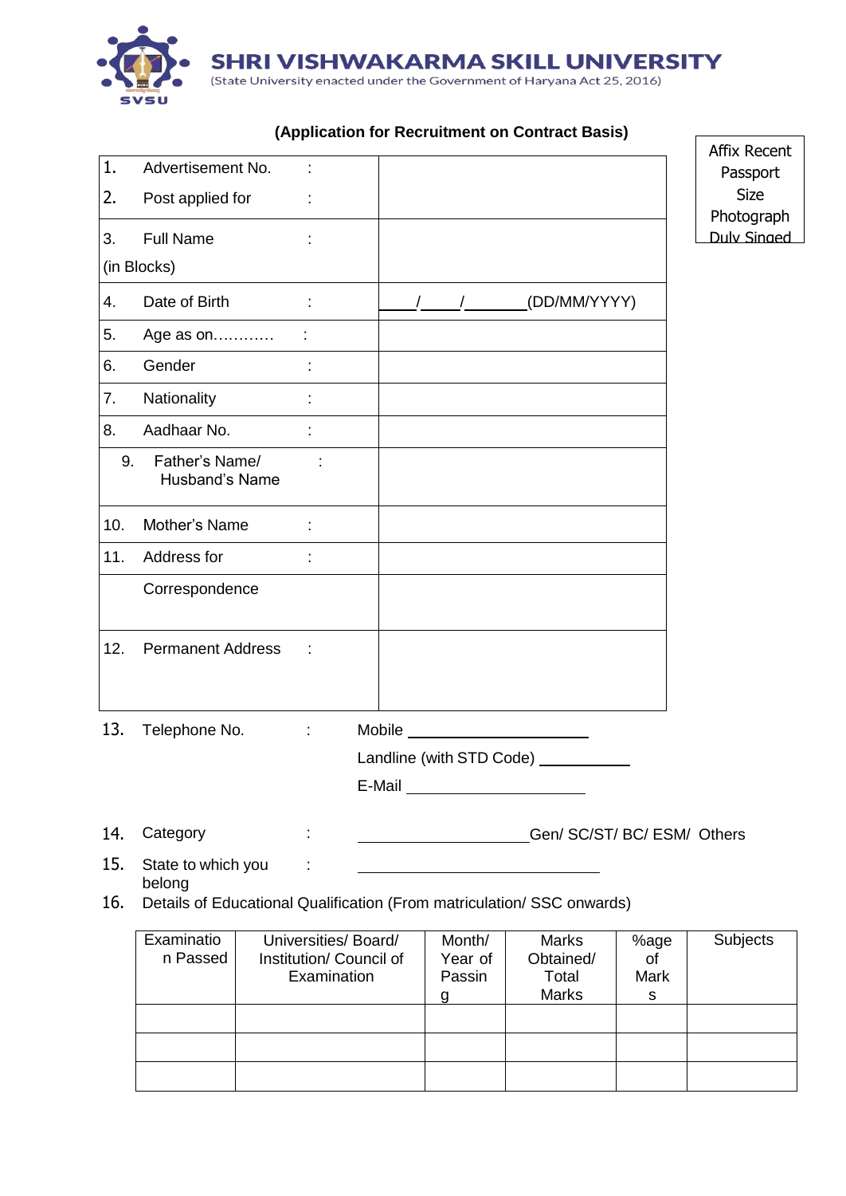# SHRI VISHWAKARMA SKILL UNIVERSITY

(State University enacted under the Government of Haryana Act 25, 2016)

**(Application for Recruitment on Contract Basis)**

Affix Recent Passport Size Photograph Duly Singed

| | |
|---|---|
| 1. Advertisement No. : | |
| 2. Post applied for : | |
| 3. Full Name : (in Blocks) | |
| 4. Date of Birth : | \_\_\_/\_\_\_/\_\_\_\_\_(DD/MM/YYYY) |
| 5. Age as on………… : | |
| 6. Gender : | |
| 7. Nationality : | |
| 8. Aadhaar No. : | |
| 9. Father's Name/ Husband's Name : | |
| 10. Mother's Name : | |
| 11. Address for Correspondence : | |
| 12. Permanent Address : | |

13. Telephone No. : Mobile \_\_\_\_\_\_\_\_\_\_\_\_\_\_\_\_\_\_\_\_

Landline (with STD Code) \_\_\_\_\_\_\_\_\_\_\_\_

E-Mail \_\_\_\_\_\_\_\_\_\_\_\_\_\_\_\_\_\_\_\_

14. Category : \_\_\_\_\_\_\_\_\_\_\_\_\_\_\_\_\_\_\_\_Gen/ SC/ST/ BC/ ESM/ Others

15. State to which you belong : \_\_\_\_\_\_\_\_\_\_\_\_\_\_\_\_\_\_\_\_\_\_\_\_\_\_\_\_

16. Details of Educational Qualification (From matriculation/ SSC onwards)

| Examination Passed | Universities/ Board/ Institution/ Council of Examination | Month/ Year of Passing | Marks Obtained/ Total Marks | %age of Marks | Subjects |
|---|---|---|---|---|---|
| | | | | | |
| | | | | | |
| | | | | | |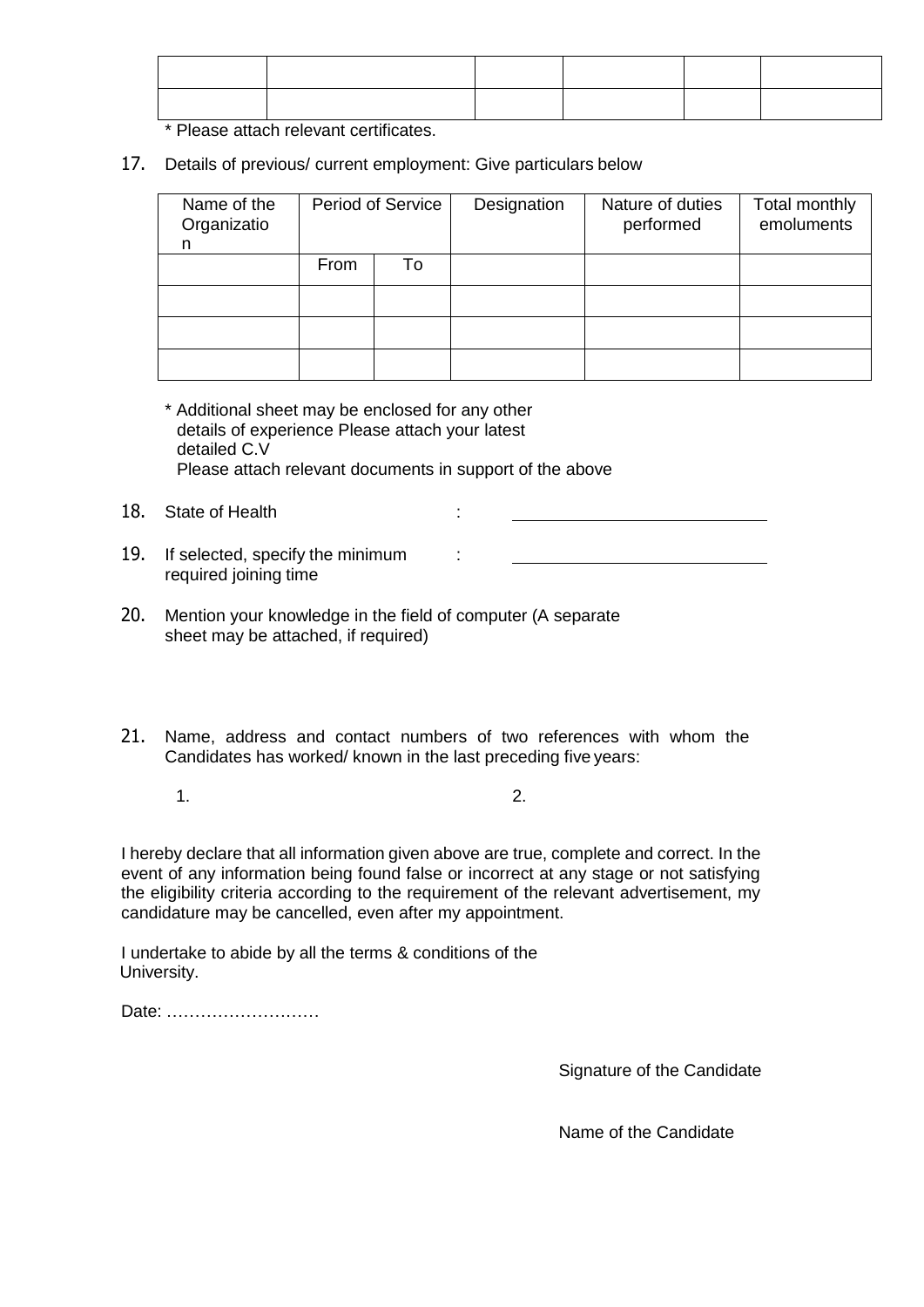| | | | | | |
|---|---|---|---|---|---|
| | | | | | |
| | | | | | |

* Please attach relevant certificates.

17. Details of previous/ current employment: Give particulars below

| Name of the Organization | Period of Service | | Designation | Nature of duties performed | Total monthly emoluments |
|---|---|---|---|---|---|
| | From | To | | | |
| | | | | | |
| | | | | | |
| | | | | | |

* Additional sheet may be enclosed for any other details of experience Please attach your latest detailed C.V
  Please attach relevant documents in support of the above

18. State of Health : ____________________

19. If selected, specify the minimum required joining time : ____________________

20. Mention your knowledge in the field of computer (A separate sheet may be attached, if required)

21. Name, address and contact numbers of two references with whom the Candidates has worked/ known in the last preceding five years:

    1. 2.

I hereby declare that all information given above are true, complete and correct. In the event of any information being found false or incorrect at any stage or not satisfying the eligibility criteria according to the requirement of the relevant advertisement, my candidature may be cancelled, even after my appointment.

I undertake to abide by all the terms & conditions of the University.

Date: ………………………

Signature of the Candidate

Name of the Candidate